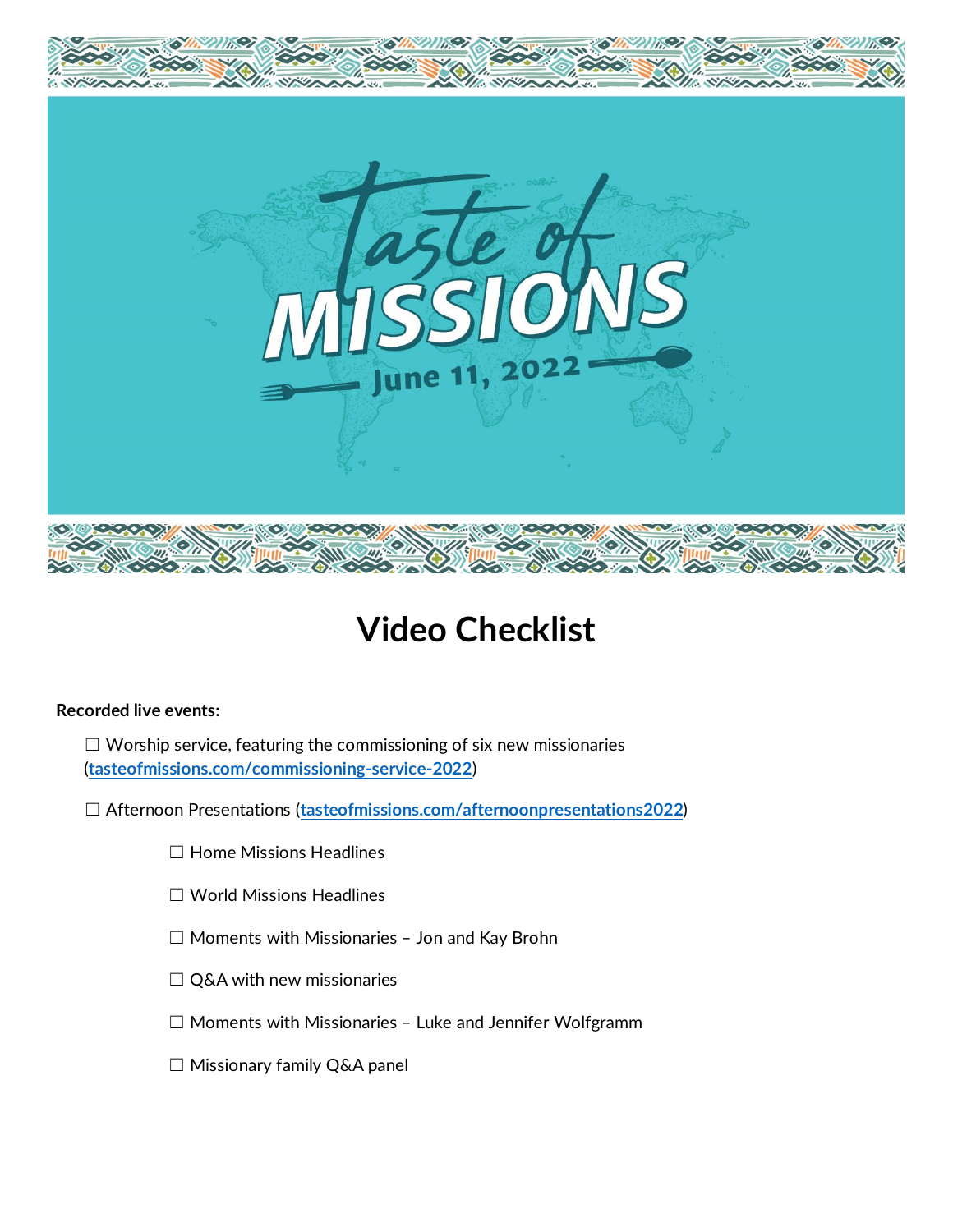# Video Checklist

**Recorded live events:**

☐ Worship service, featuring the commissioning of six new missionaries (**tasteofmissions.com/commissioning-service-2022**)

☐ Afternoon Presentations (**tasteofmissions.com/afternoonpresentations2022**)

☐ Home Missions Headlines

☐ World Missions Headlines

☐ Moments with Missionaries – Jon and Kay Brohn

☐ Q&A with new missionaries

☐ Moments with Missionaries – Luke and Jennifer Wolfgramm

☐ Missionary family Q&A panel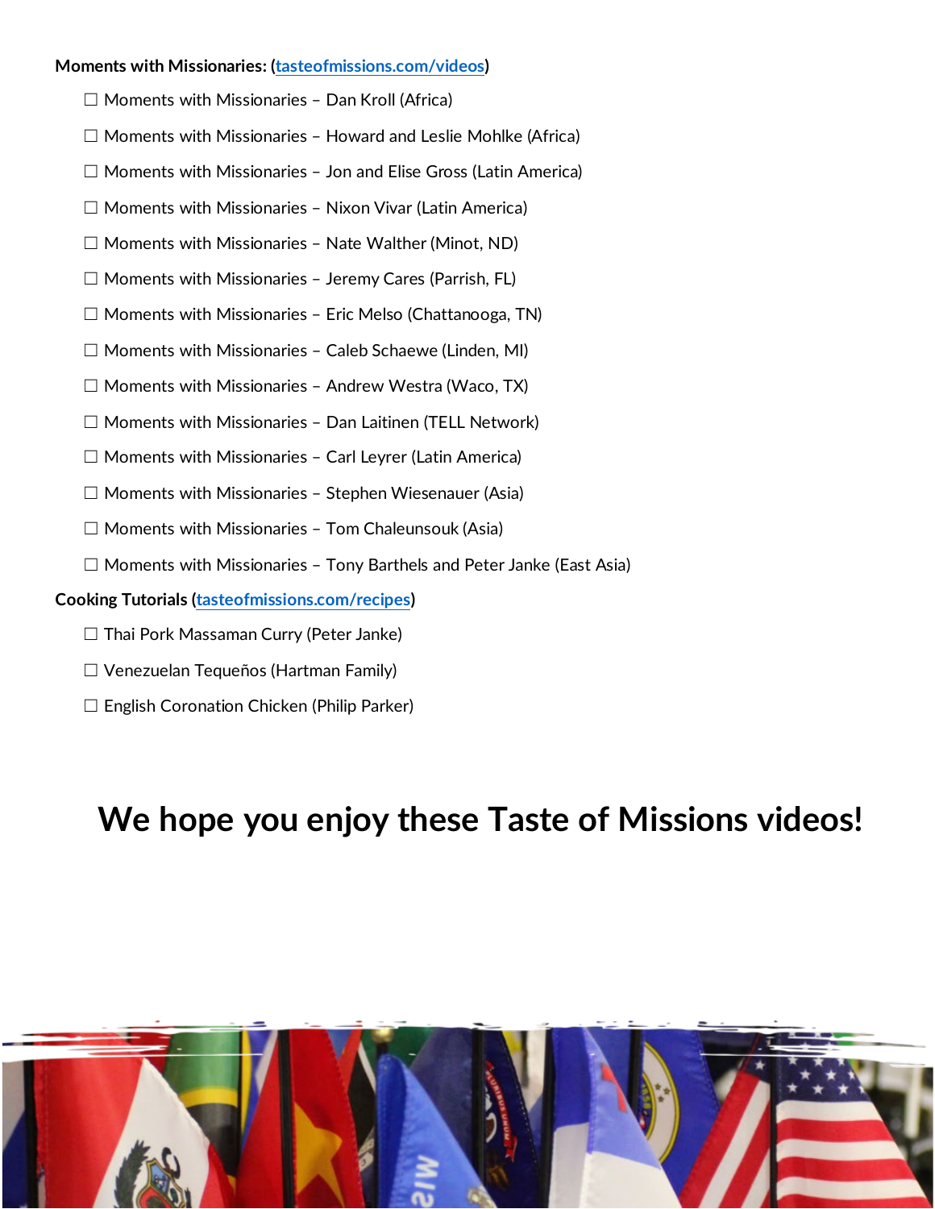**Moments with Missionaries: (tasteofmissions.com/videos)**

- ☐ Moments with Missionaries – Dan Kroll (Africa)
- ☐ Moments with Missionaries – Howard and Leslie Mohlke (Africa)
- ☐ Moments with Missionaries – Jon and Elise Gross (Latin America)
- ☐ Moments with Missionaries – Nixon Vivar (Latin America)
- ☐ Moments with Missionaries – Nate Walther (Minot, ND)
- ☐ Moments with Missionaries – Jeremy Cares (Parrish, FL)
- ☐ Moments with Missionaries – Eric Melso (Chattanooga, TN)
- ☐ Moments with Missionaries – Caleb Schaewe (Linden, MI)
- ☐ Moments with Missionaries – Andrew Westra (Waco, TX)
- ☐ Moments with Missionaries – Dan Laitinen (TELL Network)
- ☐ Moments with Missionaries – Carl Leyrer (Latin America)
- ☐ Moments with Missionaries – Stephen Wiesenauer (Asia)
- ☐ Moments with Missionaries – Tom Chaleunsouk (Asia)
- ☐ Moments with Missionaries – Tony Barthels and Peter Janke (East Asia)

**Cooking Tutorials (tasteofmissions.com/recipes)**

- ☐ Thai Pork Massaman Curry (Peter Janke)
- ☐ Venezuelan Tequeños (Hartman Family)
- ☐ English Coronation Chicken (Philip Parker)

# We hope you enjoy these Taste of Missions videos!